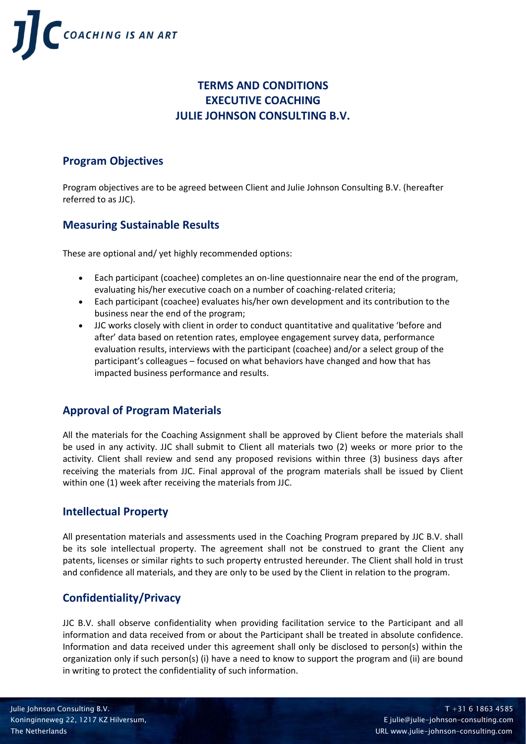# TERMS AND CONDITIONS
# EXECUTIVE COACHING
# JULIE JOHNSON CONSULTING B.V.

## Program Objectives

Program objectives are to be agreed between Client and Julie Johnson Consulting B.V. (hereafter referred to as JJC).

## Measuring Sustainable Results

These are optional and/ yet highly recommended options:

- Each participant (coachee) completes an on-line questionnaire near the end of the program, evaluating his/her executive coach on a number of coaching-related criteria;
- Each participant (coachee) evaluates his/her own development and its contribution to the business near the end of the program;
- JJC works closely with client in order to conduct quantitative and qualitative 'before and after' data based on retention rates, employee engagement survey data, performance evaluation results, interviews with the participant (coachee) and/or a select group of the participant's colleagues – focused on what behaviors have changed and how that has impacted business performance and results.

## Approval of Program Materials

All the materials for the Coaching Assignment shall be approved by Client before the materials shall be used in any activity. JJC shall submit to Client all materials two (2) weeks or more prior to the activity. Client shall review and send any proposed revisions within three (3) business days after receiving the materials from JJC. Final approval of the program materials shall be issued by Client within one (1) week after receiving the materials from JJC.

## Intellectual Property

All presentation materials and assessments used in the Coaching Program prepared by JJC B.V. shall be its sole intellectual property. The agreement shall not be construed to grant the Client any patents, licenses or similar rights to such property entrusted hereunder. The Client shall hold in trust and confidence all materials, and they are only to be used by the Client in relation to the program.

## Confidentiality/Privacy

JJC B.V. shall observe confidentiality when providing facilitation service to the Participant and all information and data received from or about the Participant shall be treated in absolute confidence. Information and data received under this agreement shall only be disclosed to person(s) within the organization only if such person(s) (i) have a need to know to support the program and (ii) are bound in writing to protect the confidentiality of such information.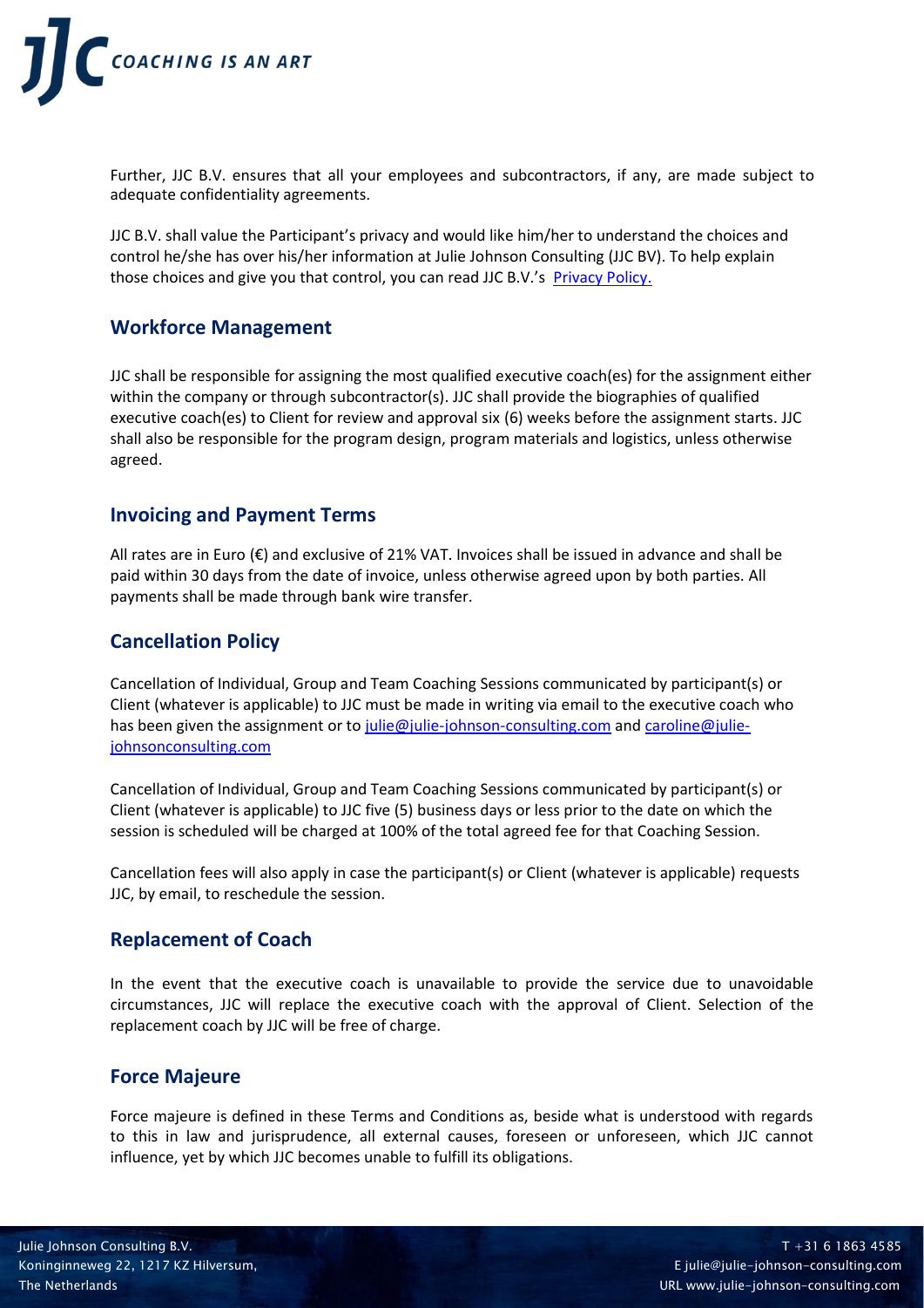Further, JJC B.V. ensures that all your employees and subcontractors, if any, are made subject to adequate confidentiality agreements.

JJC B.V. shall value the Participant's privacy and would like him/her to understand the choices and control he/she has over his/her information at Julie Johnson Consulting (JJC BV). To help explain those choices and give you that control, you can read JJC B.V.'s [Privacy Policy.]

## Workforce Management

JJC shall be responsible for assigning the most qualified executive coach(es) for the assignment either within the company or through subcontractor(s). JJC shall provide the biographies of qualified executive coach(es) to Client for review and approval six (6) weeks before the assignment starts. JJC shall also be responsible for the program design, program materials and logistics, unless otherwise agreed.

## Invoicing and Payment Terms

All rates are in Euro (€) and exclusive of 21% VAT. Invoices shall be issued in advance and shall be paid within 30 days from the date of invoice, unless otherwise agreed upon by both parties. All payments shall be made through bank wire transfer.

## Cancellation Policy

Cancellation of Individual, Group and Team Coaching Sessions communicated by participant(s) or Client (whatever is applicable) to JJC must be made in writing via email to the executive coach who has been given the assignment or to julie@julie-johnson-consulting.com and caroline@julie-johnsonconsulting.com

Cancellation of Individual, Group and Team Coaching Sessions communicated by participant(s) or Client (whatever is applicable) to JJC five (5) business days or less prior to the date on which the session is scheduled will be charged at 100% of the total agreed fee for that Coaching Session.

Cancellation fees will also apply in case the participant(s) or Client (whatever is applicable) requests JJC, by email, to reschedule the session.

## Replacement of Coach

In the event that the executive coach is unavailable to provide the service due to unavoidable circumstances, JJC will replace the executive coach with the approval of Client. Selection of the replacement coach by JJC will be free of charge.

## Force Majeure

Force majeure is defined in these Terms and Conditions as, beside what is understood with regards to this in law and jurisprudence, all external causes, foreseen or unforeseen, which JJC cannot influence, yet by which JJC becomes unable to fulfill its obligations.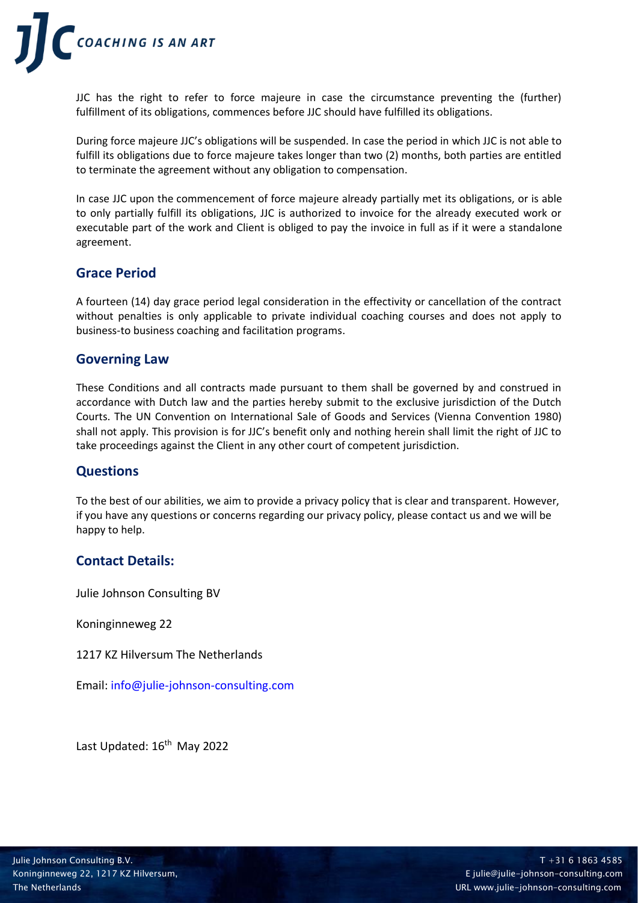JJC has the right to refer to force majeure in case the circumstance preventing the (further) fulfillment of its obligations, commences before JJC should have fulfilled its obligations.

During force majeure JJC's obligations will be suspended. In case the period in which JJC is not able to fulfill its obligations due to force majeure takes longer than two (2) months, both parties are entitled to terminate the agreement without any obligation to compensation.

In case JJC upon the commencement of force majeure already partially met its obligations, or is able to only partially fulfill its obligations, JJC is authorized to invoice for the already executed work or executable part of the work and Client is obliged to pay the invoice in full as if it were a standalone agreement.

## Grace Period

A fourteen (14) day grace period legal consideration in the effectivity or cancellation of the contract without penalties is only applicable to private individual coaching courses and does not apply to business-to business coaching and facilitation programs.

## Governing Law

These Conditions and all contracts made pursuant to them shall be governed by and construed in accordance with Dutch law and the parties hereby submit to the exclusive jurisdiction of the Dutch Courts. The UN Convention on International Sale of Goods and Services (Vienna Convention 1980) shall not apply. This provision is for JJC's benefit only and nothing herein shall limit the right of JJC to take proceedings against the Client in any other court of competent jurisdiction.

## Questions

To the best of our abilities, we aim to provide a privacy policy that is clear and transparent. However, if you have any questions or concerns regarding our privacy policy, please contact us and we will be happy to help.

## Contact Details:

Julie Johnson Consulting BV

Koninginneweg 22

1217 KZ Hilversum The Netherlands

Email: info@julie-johnson-consulting.com

Last Updated: 16th May 2022